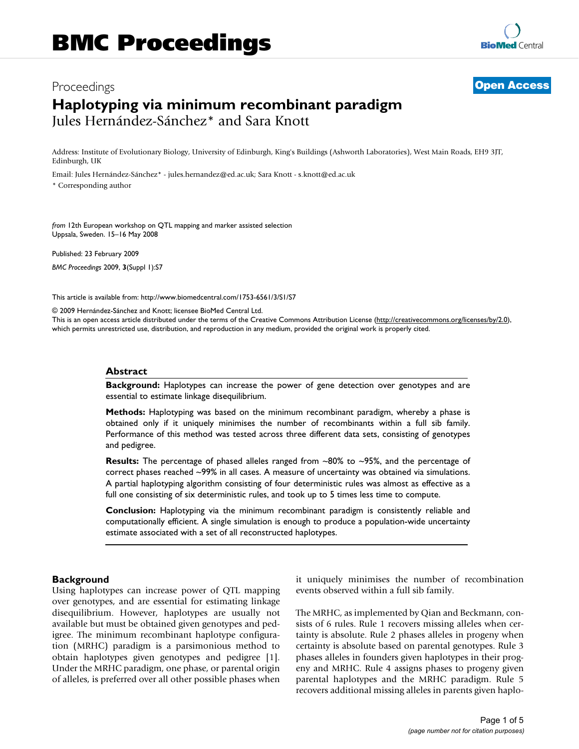# BMC Proceedings

Proceedings **Open Access**

# Haplotyping via minimum recombinant paradigm

Jules Hernández-Sánchez* and Sara Knott

Address: Institute of Evolutionary Biology, University of Edinburgh, King's Buildings (Ashworth Laboratories), West Main Roads, EH9 3JT, Edinburgh, UK

Email: Jules Hernández-Sánchez* - jules.hernandez@ed.ac.uk; Sara Knott - s.knott@ed.ac.uk

\* Corresponding author

*from* 12th European workshop on QTL mapping and marker assisted selection
Uppsala, Sweden. 15–16 May 2008

Published: 23 February 2009

*BMC Proceedings* 2009, **3**(Suppl 1):S7

This article is available from: http://www.biomedcentral.com/1753-6561/3/S1/S7

© 2009 Hernández-Sánchez and Knott; licensee BioMed Central Ltd.
This is an open access article distributed under the terms of the Creative Commons Attribution License (http://creativecommons.org/licenses/by/2.0), which permits unrestricted use, distribution, and reproduction in any medium, provided the original work is properly cited.

## Abstract

**Background:** Haplotypes can increase the power of gene detection over genotypes and are essential to estimate linkage disequilibrium.

**Methods:** Haplotyping was based on the minimum recombinant paradigm, whereby a phase is obtained only if it uniquely minimises the number of recombinants within a full sib family. Performance of this method was tested across three different data sets, consisting of genotypes and pedigree.

**Results:** The percentage of phased alleles ranged from ~80% to ~95%, and the percentage of correct phases reached ~99% in all cases. A measure of uncertainty was obtained via simulations. A partial haplotyping algorithm consisting of four deterministic rules was almost as effective as a full one consisting of six deterministic rules, and took up to 5 times less time to compute.

**Conclusion:** Haplotyping via the minimum recombinant paradigm is consistently reliable and computationally efficient. A single simulation is enough to produce a population-wide uncertainty estimate associated with a set of all reconstructed haplotypes.

## Background

Using haplotypes can increase power of QTL mapping over genotypes, and are essential for estimating linkage disequilibrium. However, haplotypes are usually not available but must be obtained given genotypes and pedigree. The minimum recombinant haplotype configuration (MRHC) paradigm is a parsimonious method to obtain haplotypes given genotypes and pedigree [1]. Under the MRHC paradigm, one phase, or parental origin of alleles, is preferred over all other possible phases when it uniquely minimises the number of recombination events observed within a full sib family.

The MRHC, as implemented by Qian and Beckmann, consists of 6 rules. Rule 1 recovers missing alleles when certainty is absolute. Rule 2 phases alleles in progeny when certainty is absolute based on parental genotypes. Rule 3 phases alleles in founders given haplotypes in their progeny and MRHC. Rule 4 assigns phases to progeny given parental haplotypes and the MRHC paradigm. Rule 5 recovers additional missing alleles in parents given haplo-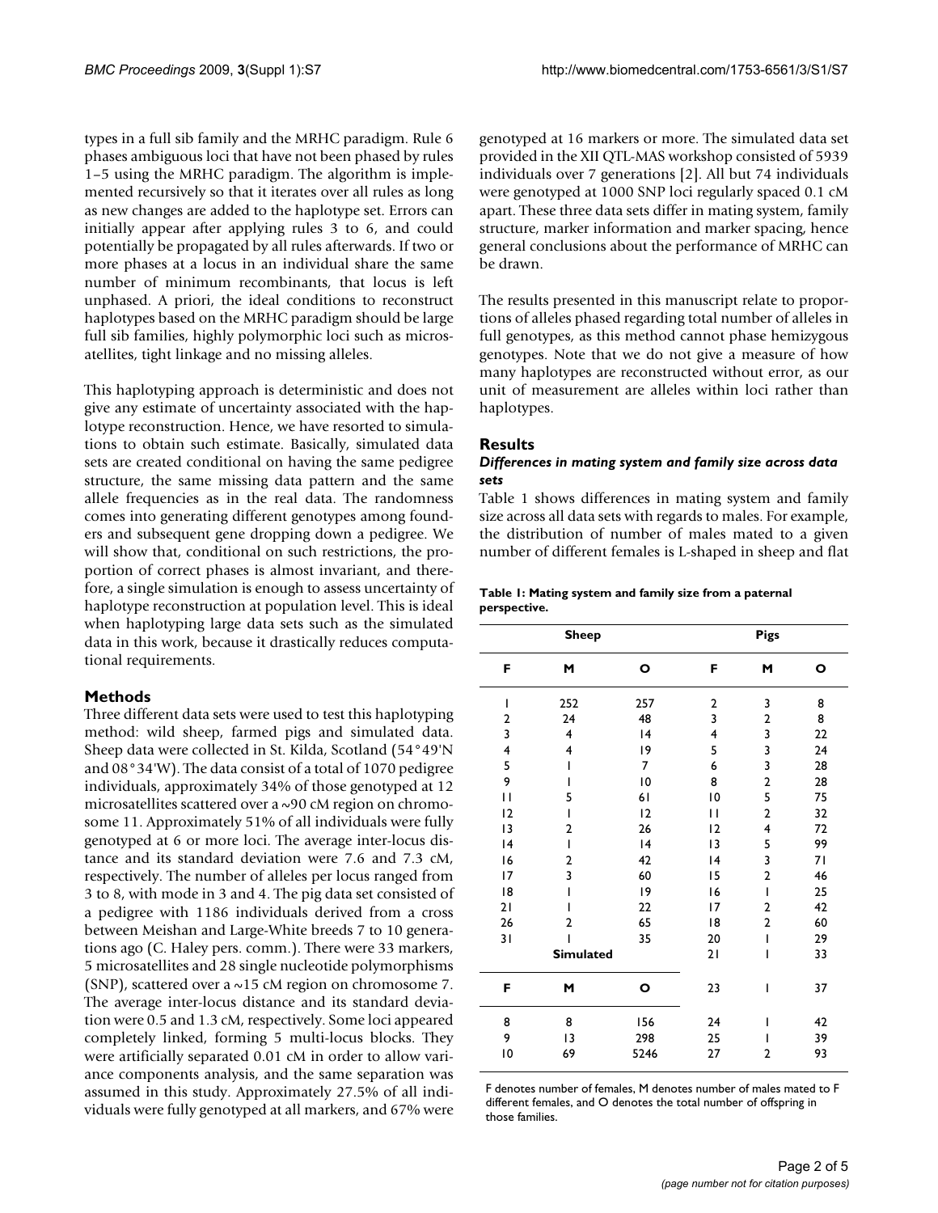types in a full sib family and the MRHC paradigm. Rule 6 phases ambiguous loci that have not been phased by rules 1–5 using the MRHC paradigm. The algorithm is implemented recursively so that it iterates over all rules as long as new changes are added to the haplotype set. Errors can initially appear after applying rules 3 to 6, and could potentially be propagated by all rules afterwards. If two or more phases at a locus in an individual share the same number of minimum recombinants, that locus is left unphased. A priori, the ideal conditions to reconstruct haplotypes based on the MRHC paradigm should be large full sib families, highly polymorphic loci such as microsatellites, tight linkage and no missing alleles.

This haplotyping approach is deterministic and does not give any estimate of uncertainty associated with the haplotype reconstruction. Hence, we have resorted to simulations to obtain such estimate. Basically, simulated data sets are created conditional on having the same pedigree structure, the same missing data pattern and the same allele frequencies as in the real data. The randomness comes into generating different genotypes among founders and subsequent gene dropping down a pedigree. We will show that, conditional on such restrictions, the proportion of correct phases is almost invariant, and therefore, a single simulation is enough to assess uncertainty of haplotype reconstruction at population level. This is ideal when haplotyping large data sets such as the simulated data in this work, because it drastically reduces computational requirements.

## Methods

Three different data sets were used to test this haplotyping method: wild sheep, farmed pigs and simulated data. Sheep data were collected in St. Kilda, Scotland (54°49'N and 08°34'W). The data consist of a total of 1070 pedigree individuals, approximately 34% of those genotyped at 12 microsatellites scattered over a ~90 cM region on chromosome 11. Approximately 51% of all individuals were fully genotyped at 6 or more loci. The average inter-locus distance and its standard deviation were 7.6 and 7.3 cM, respectively. The number of alleles per locus ranged from 3 to 8, with mode in 3 and 4. The pig data set consisted of a pedigree with 1186 individuals derived from a cross between Meishan and Large-White breeds 7 to 10 generations ago (C. Haley pers. comm.). There were 33 markers, 5 microsatellites and 28 single nucleotide polymorphisms (SNP), scattered over a ~15 cM region on chromosome 7. The average inter-locus distance and its standard deviation were 0.5 and 1.3 cM, respectively. Some loci appeared completely linked, forming 5 multi-locus blocks. They were artificially separated 0.01 cM in order to allow variance components analysis, and the same separation was assumed in this study. Approximately 27.5% of all individuals were fully genotyped at all markers, and 67% were genotyped at 16 markers or more. The simulated data set provided in the XII QTL-MAS workshop consisted of 5939 individuals over 7 generations [2]. All but 74 individuals were genotyped at 1000 SNP loci regularly spaced 0.1 cM apart. These three data sets differ in mating system, family structure, marker information and marker spacing, hence general conclusions about the performance of MRHC can be drawn.

The results presented in this manuscript relate to proportions of alleles phased regarding total number of alleles in full genotypes, as this method cannot phase hemizygous genotypes. Note that we do not give a measure of how many haplotypes are reconstructed without error, as our unit of measurement are alleles within loci rather than haplotypes.

## Results

### *Differences in mating system and family size across data sets*

Table 1 shows differences in mating system and family size across all data sets with regards to males. For example, the distribution of number of males mated to a given number of different females is L-shaped in sheep and flat

**Table 1: Mating system and family size from a paternal perspective.**

| Sheep | | | Pigs | | |
|---|---|---|---|---|---|
| F | M | O | F | M | O |
| 1 | 252 | 257 | 2 | 3 | 8 |
| 2 | 24 | 48 | 3 | 2 | 8 |
| 3 | 4 | 14 | 4 | 3 | 22 |
| 4 | 4 | 19 | 5 | 3 | 24 |
| 5 | 1 | 7 | 6 | 3 | 28 |
| 9 | 1 | 10 | 8 | 2 | 28 |
| 11 | 5 | 61 | 10 | 5 | 75 |
| 12 | 1 | 12 | 11 | 2 | 32 |
| 13 | 2 | 26 | 12 | 4 | 72 |
| 14 | 1 | 14 | 13 | 5 | 99 |
| 16 | 2 | 42 | 14 | 3 | 71 |
| 17 | 3 | 60 | 15 | 2 | 46 |
| 18 | 1 | 19 | 16 | 1 | 25 |
| 21 | 1 | 22 | 17 | 2 | 42 |
| 26 | 2 | 65 | 18 | 2 | 60 |
| 31 | 1 | 35 | 20 | 1 | 29 |
| **Simulated** | | | 21 | 1 | 33 |
| F | M | O | 23 | 1 | 37 |
| 8 | 8 | 156 | 24 | 1 | 42 |
| 9 | 13 | 298 | 25 | 1 | 39 |
| 10 | 69 | 5246 | 27 | 2 | 93 |

F denotes number of females, M denotes number of males mated to F different females, and O denotes the total number of offspring in those families.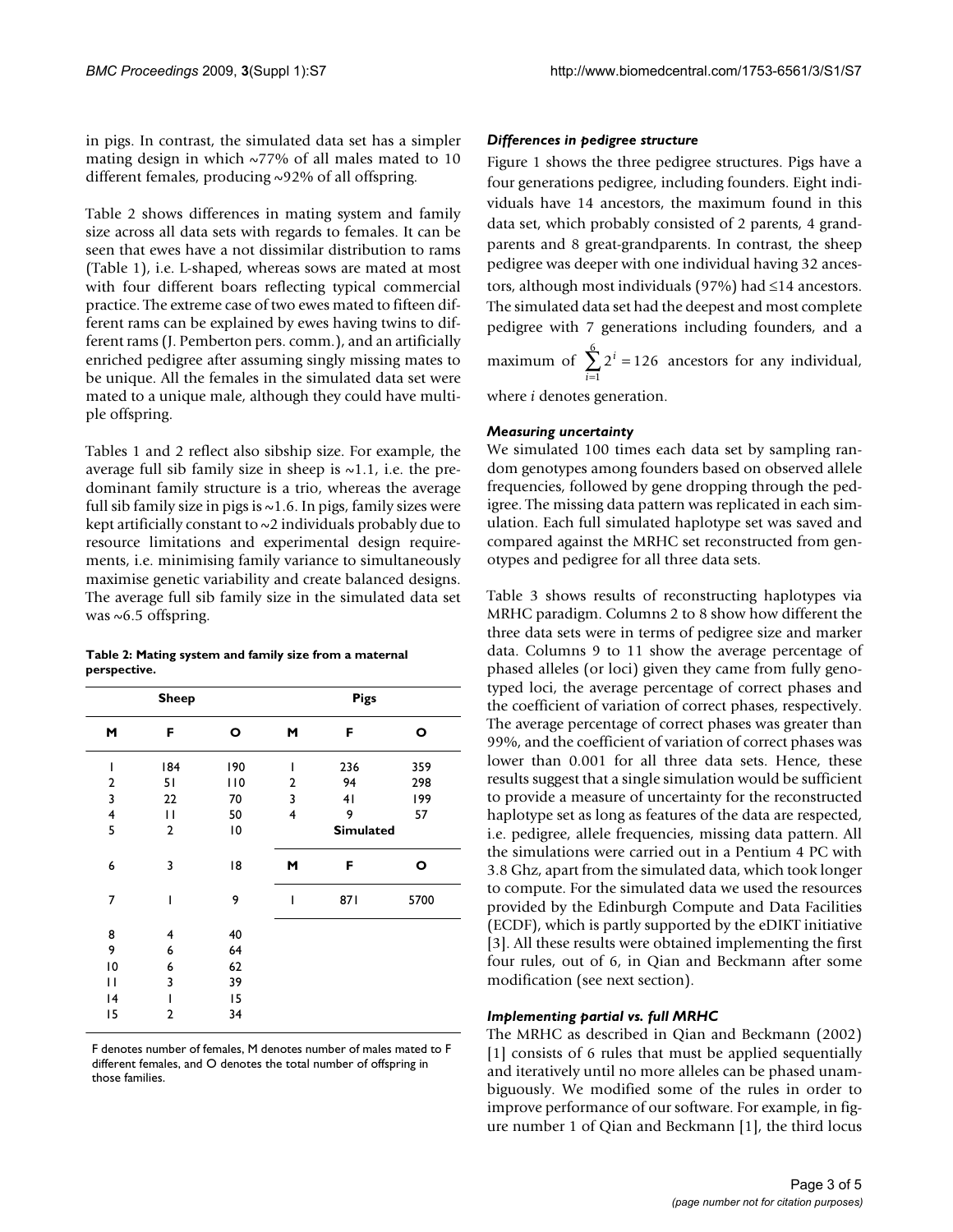in pigs. In contrast, the simulated data set has a simpler mating design in which ~77% of all males mated to 10 different females, producing ~92% of all offspring.

Table 2 shows differences in mating system and family size across all data sets with regards to females. It can be seen that ewes have a not dissimilar distribution to rams (Table 1), i.e. L-shaped, whereas sows are mated at most with four different boars reflecting typical commercial practice. The extreme case of two ewes mated to fifteen different rams can be explained by ewes having twins to different rams (J. Pemberton pers. comm.), and an artificially enriched pedigree after assuming singly missing mates to be unique. All the females in the simulated data set were mated to a unique male, although they could have multiple offspring.

Tables 1 and 2 reflect also sibship size. For example, the average full sib family size in sheep is ~1.1, i.e. the predominant family structure is a trio, whereas the average full sib family size in pigs is ~1.6. In pigs, family sizes were kept artificially constant to ~2 individuals probably due to resource limitations and experimental design requirements, i.e. minimising family variance to simultaneously maximise genetic variability and create balanced designs. The average full sib family size in the simulated data set was ~6.5 offspring.

**Table 2: Mating system and family size from a maternal perspective.**

| Sheep | | | Pigs | | |
|---|---|---|---|---|---|
| **M** | **F** | **O** | **M** | **F** | **O** |
| 1 | 184 | 190 | 1 | 236 | 359 |
| 2 | 51 | 110 | 2 | 94 | 298 |
| 3 | 22 | 70 | 3 | 41 | 199 |
| 4 | 11 | 50 | 4 | 9 | 57 |
| 5 | 2 | 10 | | **Simulated** | |
| 6 | 3 | 18 | **M** | **F** | **O** |
| 7 | 1 | 9 | 1 | 871 | 5700 |
| 8 | 4 | 40 | | | |
| 9 | 6 | 64 | | | |
| 10 | 6 | 62 | | | |
| 11 | 3 | 39 | | | |
| 14 | 1 | 15 | | | |
| 15 | 2 | 34 | | | |

F denotes number of females, M denotes number of males mated to F different females, and O denotes the total number of offspring in those families.

### *Differences in pedigree structure*

Figure 1 shows the three pedigree structures. Pigs have a four generations pedigree, including founders. Eight individuals have 14 ancestors, the maximum found in this data set, which probably consisted of 2 parents, 4 grandparents and 8 great-grandparents. In contrast, the sheep pedigree was deeper with one individual having 32 ancestors, although most individuals (97%) had ≤14 ancestors. The simulated data set had the deepest and most complete pedigree with 7 generations including founders, and a maximum of $\sum_{i=1}^{6} 2^i = 126$ ancestors for any individual, where $i$ denotes generation.

### *Measuring uncertainty*

We simulated 100 times each data set by sampling random genotypes among founders based on observed allele frequencies, followed by gene dropping through the pedigree. The missing data pattern was replicated in each simulation. Each full simulated haplotype set was saved and compared against the MRHC set reconstructed from genotypes and pedigree for all three data sets.

Table 3 shows results of reconstructing haplotypes via MRHC paradigm. Columns 2 to 8 show how different the three data sets were in terms of pedigree size and marker data. Columns 9 to 11 show the average percentage of phased alleles (or loci) given they came from fully genotyped loci, the average percentage of correct phases and the coefficient of variation of correct phases, respectively. The average percentage of correct phases was greater than 99%, and the coefficient of variation of correct phases was lower than 0.001 for all three data sets. Hence, these results suggest that a single simulation would be sufficient to provide a measure of uncertainty for the reconstructed haplotype set as long as features of the data are respected, i.e. pedigree, allele frequencies, missing data pattern. All the simulations were carried out in a Pentium 4 PC with 3.8 Ghz, apart from the simulated data, which took longer to compute. For the simulated data we used the resources provided by the Edinburgh Compute and Data Facilities (ECDF), which is partly supported by the eDIKT initiative [3]. All these results were obtained implementing the first four rules, out of 6, in Qian and Beckmann after some modification (see next section).

### *Implementing partial vs. full MRHC*

The MRHC as described in Qian and Beckmann (2002) [1] consists of 6 rules that must be applied sequentially and iteratively until no more alleles can be phased unambiguously. We modified some of the rules in order to improve performance of our software. For example, in figure number 1 of Qian and Beckmann [1], the third locus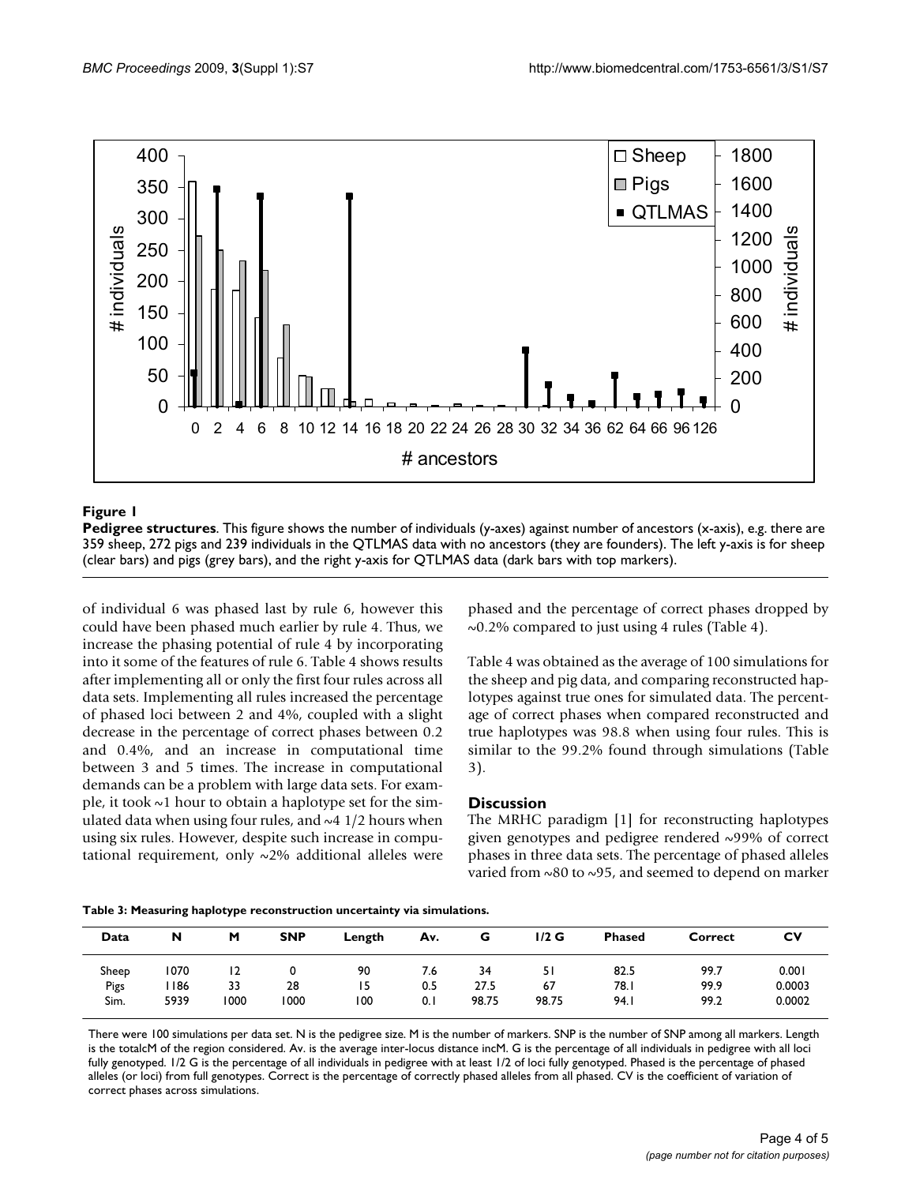**Figure 1**

**Pedigree structures**. This figure shows the number of individuals (y-axes) against number of ancestors (x-axis), e.g. there are 359 sheep, 272 pigs and 239 individuals in the QTLMAS data with no ancestors (they are founders). The left y-axis is for sheep (clear bars) and pigs (grey bars), and the right y-axis for QTLMAS data (dark bars with top markers).

of individual 6 was phased last by rule 6, however this could have been phased much earlier by rule 4. Thus, we increase the phasing potential of rule 4 by incorporating into it some of the features of rule 6. Table 4 shows results after implementing all or only the first four rules across all data sets. Implementing all rules increased the percentage of phased loci between 2 and 4%, coupled with a slight decrease in the percentage of correct phases between 0.2 and 0.4%, and an increase in computational time between 3 and 5 times. The increase in computational demands can be a problem with large data sets. For example, it took ~1 hour to obtain a haplotype set for the simulated data when using four rules, and ~4 1/2 hours when using six rules. However, despite such increase in computational requirement, only ~2% additional alleles were phased and the percentage of correct phases dropped by ~0.2% compared to just using 4 rules (Table 4).

Table 4 was obtained as the average of 100 simulations for the sheep and pig data, and comparing reconstructed haplotypes against true ones for simulated data. The percentage of correct phases when compared reconstructed and true haplotypes was 98.8 when using four rules. This is similar to the 99.2% found through simulations (Table 3).

## Discussion

The MRHC paradigm [1] for reconstructing haplotypes given genotypes and pedigree rendered ~99% of correct phases in three data sets. The percentage of phased alleles varied from ~80 to ~95, and seemed to depend on marker

**Table 3: Measuring haplotype reconstruction uncertainty via simulations.**

| Data | N | M | SNP | Length | Av. | G | 1/2 G | Phased | Correct | CV |
|---|---|---|---|---|---|---|---|---|---|---|
| Sheep | 1070 | 12 | 0 | 90 | 7.6 | 34 | 51 | 82.5 | 99.7 | 0.001 |
| Pigs | 1186 | 33 | 28 | 15 | 0.5 | 27.5 | 67 | 78.1 | 99.9 | 0.0003 |
| Sim. | 5939 | 1000 | 1000 | 100 | 0.1 | 98.75 | 98.75 | 94.1 | 99.2 | 0.0002 |

There were 100 simulations per data set. N is the pedigree size. M is the number of markers. SNP is the number of SNP among all markers. Length is the totalcM of the region considered. Av. is the average inter-locus distance incM. G is the percentage of all individuals in pedigree with all loci fully genotyped. 1/2 G is the percentage of all individuals in pedigree with at least 1/2 of loci fully genotyped. Phased is the percentage of phased alleles (or loci) from full genotypes. Correct is the percentage of correctly phased alleles from all phased. CV is the coefficient of variation of correct phases across simulations.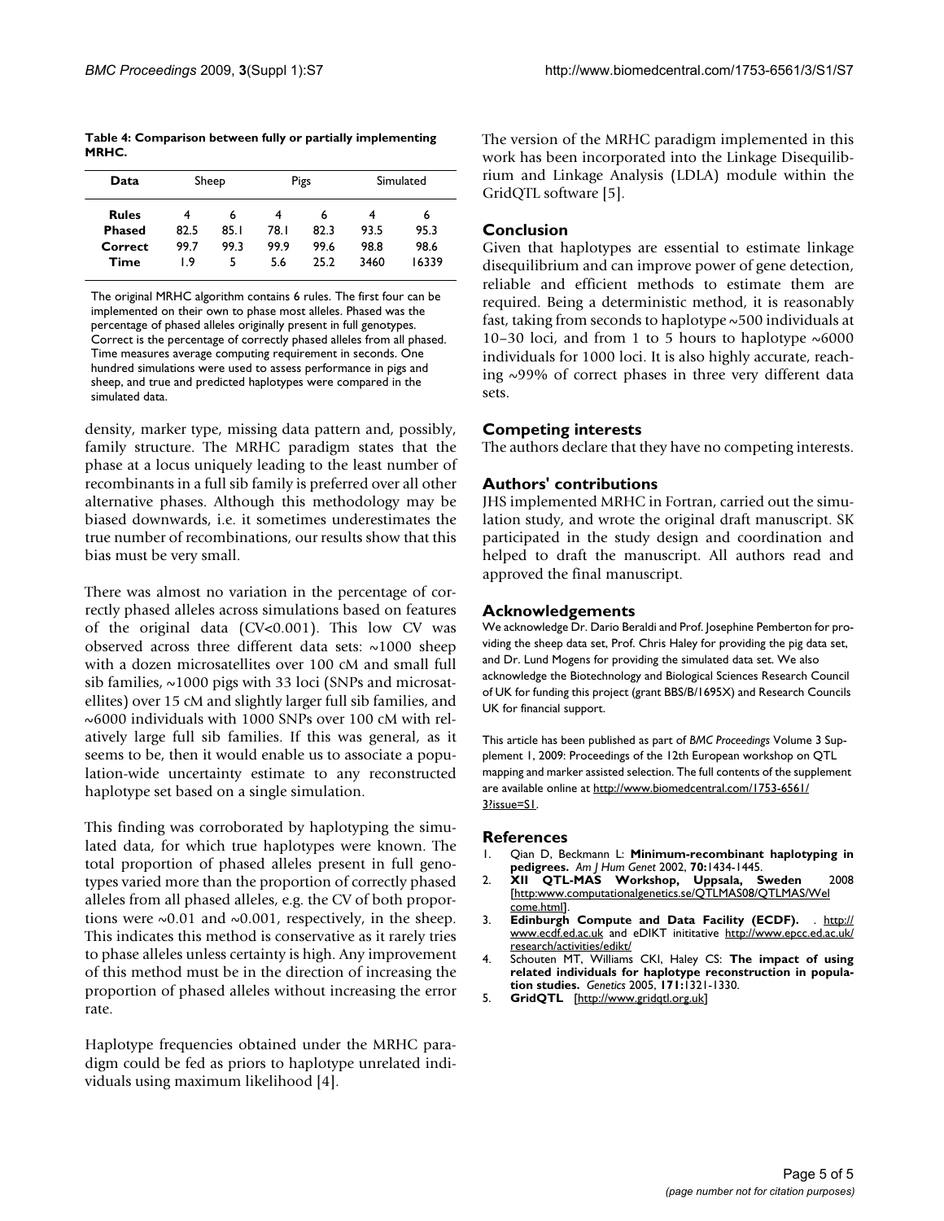**Table 4: Comparison between fully or partially implementing MRHC.**

| Data | Sheep | | Pigs | | Simulated | |
|---|---|---|---|---|---|---|
| **Rules** | 4 | 6 | 4 | 6 | 4 | 6 |
| **Phased** | 82.5 | 85.1 | 78.1 | 82.3 | 93.5 | 95.3 |
| **Correct** | 99.7 | 99.3 | 99.9 | 99.6 | 98.8 | 98.6 |
| **Time** | 1.9 | 5 | 5.6 | 25.2 | 3460 | 16339 |

The original MRHC algorithm contains 6 rules. The first four can be implemented on their own to phase most alleles. Phased was the percentage of phased alleles originally present in full genotypes. Correct is the percentage of correctly phased alleles from all phased. Time measures average computing requirement in seconds. One hundred simulations were used to assess performance in pigs and sheep, and true and predicted haplotypes were compared in the simulated data.

density, marker type, missing data pattern and, possibly, family structure. The MRHC paradigm states that the phase at a locus uniquely leading to the least number of recombinants in a full sib family is preferred over all other alternative phases. Although this methodology may be biased downwards, i.e. it sometimes underestimates the true number of recombinations, our results show that this bias must be very small.

There was almost no variation in the percentage of correctly phased alleles across simulations based on features of the original data (CV<0.001). This low CV was observed across three different data sets: ~1000 sheep with a dozen microsatellites over 100 cM and small full sib families, ~1000 pigs with 33 loci (SNPs and microsatellites) over 15 cM and slightly larger full sib families, and ~6000 individuals with 1000 SNPs over 100 cM with relatively large full sib families. If this was general, as it seems to be, then it would enable us to associate a population-wide uncertainty estimate to any reconstructed haplotype set based on a single simulation.

This finding was corroborated by haplotyping the simulated data, for which true haplotypes were known. The total proportion of phased alleles present in full genotypes varied more than the proportion of correctly phased alleles from all phased alleles, e.g. the CV of both proportions were ~0.01 and ~0.001, respectively, in the sheep. This indicates this method is conservative as it rarely tries to phase alleles unless certainty is high. Any improvement of this method must be in the direction of increasing the proportion of phased alleles without increasing the error rate.

Haplotype frequencies obtained under the MRHC paradigm could be fed as priors to haplotype unrelated individuals using maximum likelihood [4].

The version of the MRHC paradigm implemented in this work has been incorporated into the Linkage Disequilibrium and Linkage Analysis (LDLA) module within the GridQTL software [5].

## Conclusion

Given that haplotypes are essential to estimate linkage disequilibrium and can improve power of gene detection, reliable and efficient methods to estimate them are required. Being a deterministic method, it is reasonably fast, taking from seconds to haplotype ~500 individuals at 10–30 loci, and from 1 to 5 hours to haplotype ~6000 individuals for 1000 loci. It is also highly accurate, reaching ~99% of correct phases in three very different data sets.

## Competing interests

The authors declare that they have no competing interests.

## Authors' contributions

JHS implemented MRHC in Fortran, carried out the simulation study, and wrote the original draft manuscript. SK participated in the study design and coordination and helped to draft the manuscript. All authors read and approved the final manuscript.

## Acknowledgements

We acknowledge Dr. Dario Beraldi and Prof. Josephine Pemberton for providing the sheep data set, Prof. Chris Haley for providing the pig data set, and Dr. Lund Mogens for providing the simulated data set. We also acknowledge the Biotechnology and Biological Sciences Research Council of UK for funding this project (grant BBS/B/1695X) and Research Councils UK for financial support.

This article has been published as part of *BMC Proceedings* Volume 3 Supplement 1, 2009: Proceedings of the 12th European workshop on QTL mapping and marker assisted selection. The full contents of the supplement are available online at http://www.biomedcentral.com/1753-6561/3?issue=S1.

## References

1. Qian D, Beckmann L: **Minimum-recombinant haplotyping in pedigrees.** *Am J Hum Genet* 2002, **70:**1434-1445.
2. **XII QTL-MAS Workshop, Uppsala, Sweden** 2008 [http:www.computationalgenetics.se/QTLMAS08/QTLMAS/Welcome.html].
3. **Edinburgh Compute and Data Facility (ECDF).** . http://www.ecdf.ed.ac.uk and eDIKT inititative http://www.epcc.ed.ac.uk/research/activities/edikt/
4. Schouten MT, Williams CKI, Haley CS: **The impact of using related individuals for haplotype reconstruction in population studies.** *Genetics* 2005, **171:**1321-1330.
5. **GridQTL** [http://www.gridqtl.org.uk]